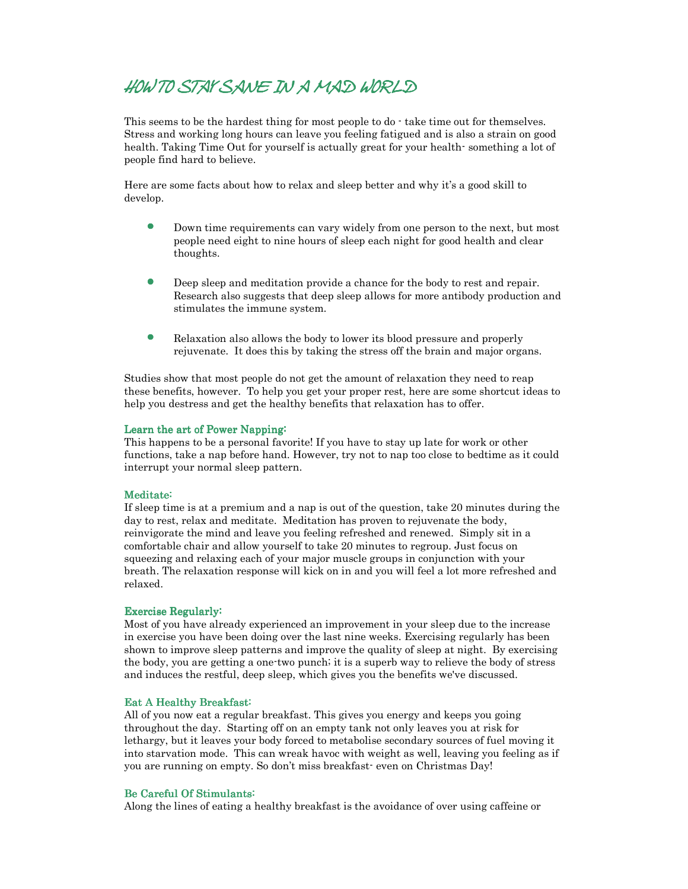# HOW TO STAY SANE IN A MAD WORLD

This seems to be the hardest thing for most people to do - take time out for themselves. Stress and working long hours can leave you feeling fatigued and is also a strain on good health. Taking Time Out for yourself is actually great for your health- something a lot of people find hard to believe.

Here are some facts about how to relax and sleep better and why it's a good skill to develop.

- Down time requirements can vary widely from one person to the next, but most people need eight to nine hours of sleep each night for good health and clear thoughts.
- Deep sleep and meditation provide a chance for the body to rest and repair. Research also suggests that deep sleep allows for more antibody production and stimulates the immune system.
- Relaxation also allows the body to lower its blood pressure and properly rejuvenate. It does this by taking the stress off the brain and major organs.

Studies show that most people do not get the amount of relaxation they need to reap these benefits, however. To help you get your proper rest, here are some shortcut ideas to help you destress and get the healthy benefits that relaxation has to offer.

### Learn the art of Power Napping:

This happens to be a personal favorite! If you have to stay up late for work or other functions, take a nap before hand. However, try not to nap too close to bedtime as it could interrupt your normal sleep pattern.

### Meditate:

If sleep time is at a premium and a nap is out of the question, take 20 minutes during the day to rest, relax and meditate. Meditation has proven to rejuvenate the body, reinvigorate the mind and leave you feeling refreshed and renewed. Simply sit in a comfortable chair and allow yourself to take 20 minutes to regroup. Just focus on squeezing and relaxing each of your major muscle groups in conjunction with your breath. The relaxation response will kick on in and you will feel a lot more refreshed and relaxed.

### Exercise Regularly:

Most of you have already experienced an improvement in your sleep due to the increase in exercise you have been doing over the last nine weeks. Exercising regularly has been shown to improve sleep patterns and improve the quality of sleep at night. By exercising the body, you are getting a one-two punch; it is a superb way to relieve the body of stress and induces the restful, deep sleep, which gives you the benefits we've discussed.

### Eat A Healthy Breakfast:

All of you now eat a regular breakfast. This gives you energy and keeps you going throughout the day. Starting off on an empty tank not only leaves you at risk for lethargy, but it leaves your body forced to metabolise secondary sources of fuel moving it into starvation mode. This can wreak havoc with weight as well, leaving you feeling as if you are running on empty. So don't miss breakfast- even on Christmas Day!

### Be Careful Of Stimulants:

Along the lines of eating a healthy breakfast is the avoidance of over using caffeine or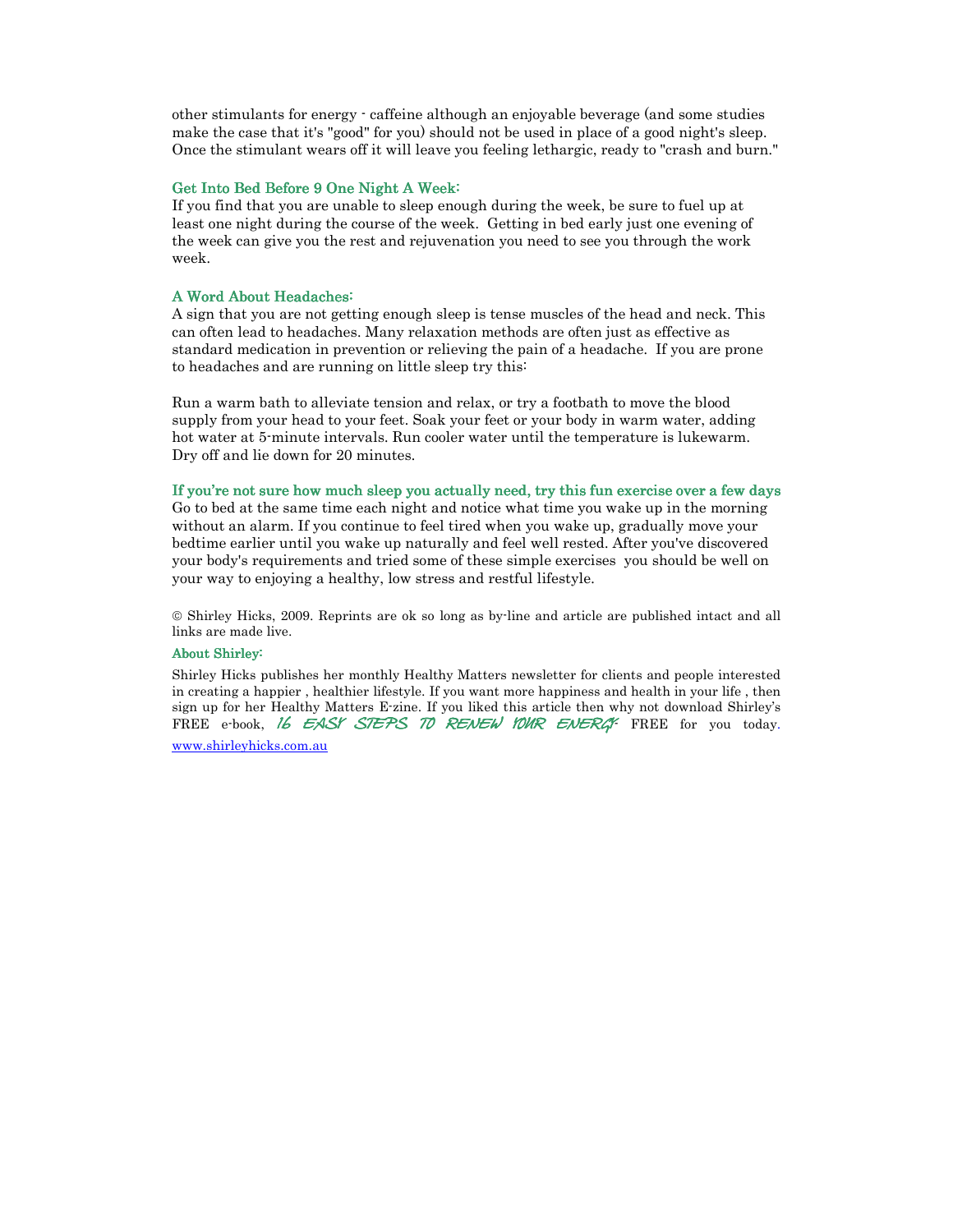other stimulants for energy - caffeine although an enjoyable beverage (and some studies make the case that it's "good" for you) should not be used in place of a good night's sleep. Once the stimulant wears off it will leave you feeling lethargic, ready to "crash and burn."

### Get Into Bed Before 9 One Night A Week:

If you find that you are unable to sleep enough during the week, be sure to fuel up at least one night during the course of the week. Getting in bed early just one evening of the week can give you the rest and rejuvenation you need to see you through the work week.

### A Word About Headaches:

A sign that you are not getting enough sleep is tense muscles of the head and neck. This can often lead to headaches. Many relaxation methods are often just as effective as standard medication in prevention or relieving the pain of a headache. If you are prone to headaches and are running on little sleep try this:

Run a warm bath to alleviate tension and relax, or try a footbath to move the blood supply from your head to your feet. Soak your feet or your body in warm water, adding hot water at 5-minute intervals. Run cooler water until the temperature is lukewarm. Dry off and lie down for 20 minutes.

### If you're not sure how much sleep you actually need, try this fun exercise over a few days

Go to bed at the same time each night and notice what time you wake up in the morning without an alarm. If you continue to feel tired when you wake up, gradually move your bedtime earlier until you wake up naturally and feel well rested. After you've discovered your body's requirements and tried some of these simple exercises you should be well on your way to enjoying a healthy, low stress and restful lifestyle.

© Shirley Hicks, 2009. Reprints are ok so long as by-line and article are published intact and all links are made live.

### About Shirley:

Shirley Hicks publishes her monthly Healthy Matters newsletter for clients and people interested in creating a happier , healthier lifestyle. If you want more happiness and health in your life , then sign up for her Healthy Matters E-zine. If you liked this article then why not download Shirley's FREE e-book, *16 EASY STEPS TO RENEW YOUR ENERGY* FREE for you today.

[www.shirleyhicks.com.au](http://www.shirleyhicks.com.au)